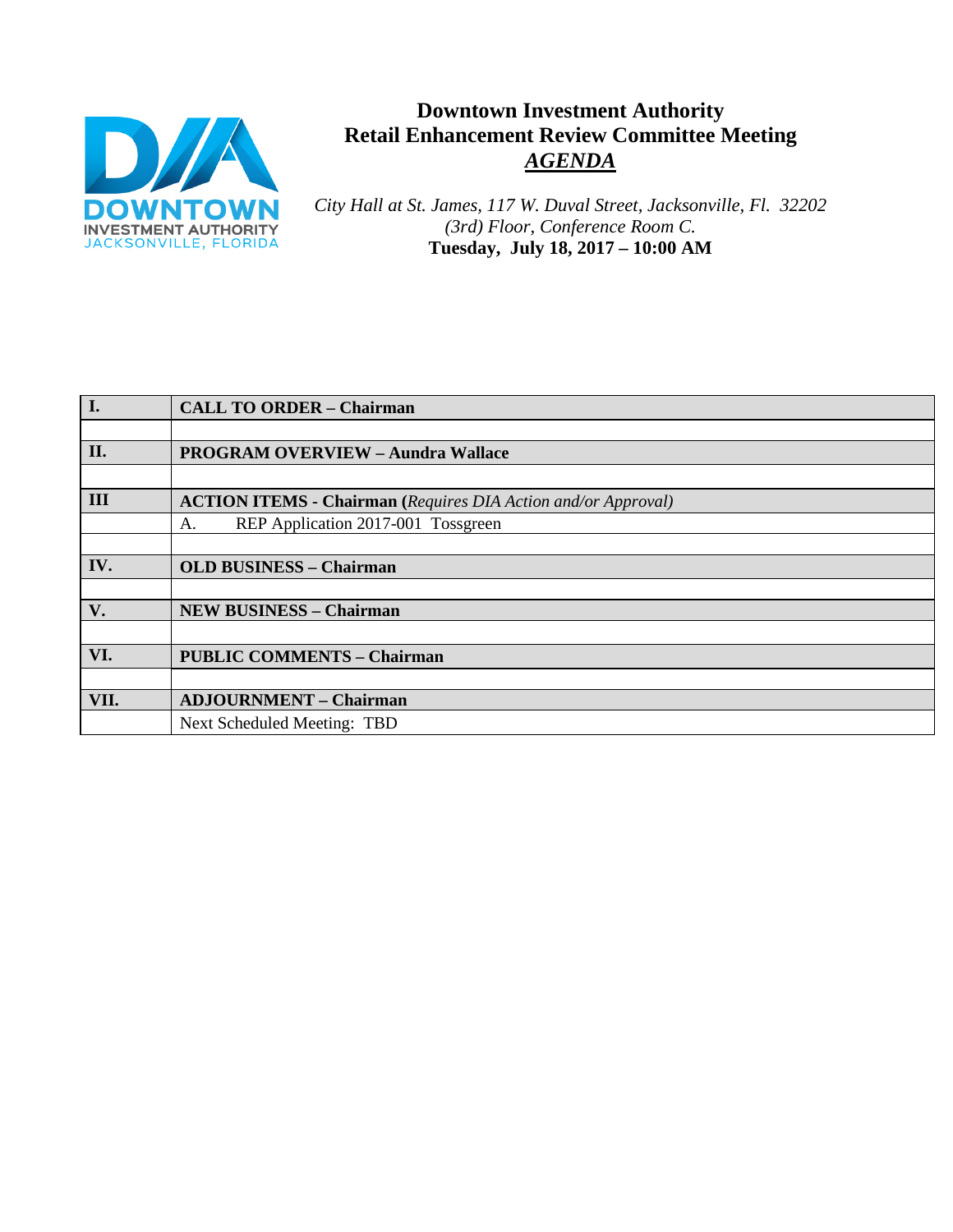DOWNTOWN INVESTMENT AUTHORITY
JACKSONVILLE, FLORIDA

# Downtown Investment Authority
## Retail Enhancement Review Committee Meeting
## *AGENDA*

*City Hall at St. James, 117 W. Duval Street, Jacksonville, Fl. 32202*
*(3rd) Floor, Conference Room C.*
**Tuesday, July 18, 2017 – 10:00 AM**

| | |
|---|---|
| **I.** | **CALL TO ORDER – Chairman** |
| | |
| **II.** | **PROGRAM OVERVIEW – Aundra Wallace** |
| | |
| **III** | **ACTION ITEMS - Chairman (***Requires DIA Action and/or Approval)* |
| | A. REP Application 2017-001 Tossgreen |
| | |
| **IV.** | **OLD BUSINESS – Chairman** |
| | |
| **V.** | **NEW BUSINESS – Chairman** |
| | |
| **VI.** | **PUBLIC COMMENTS – Chairman** |
| | |
| **VII.** | **ADJOURNMENT – Chairman** |
| | Next Scheduled Meeting: TBD |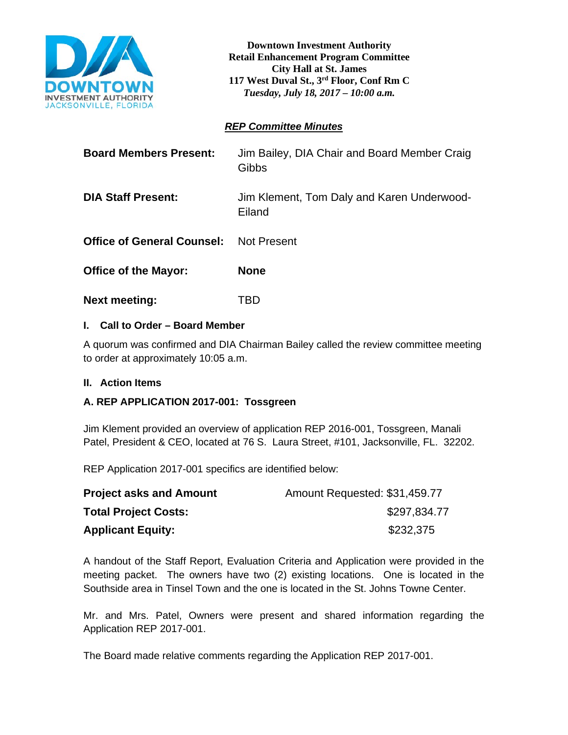**Downtown Investment Authority**
**Retail Enhancement Program Committee**
**City Hall at St. James**
**117 West Duval St., 3rd Floor, Conf Rm C**
***Tuesday, July 18, 2017 – 10:00 a.m.***

## ***REP Committee Minutes***

| | |
|---|---|
| **Board Members Present:** | Jim Bailey, DIA Chair and Board Member Craig Gibbs |
| **DIA Staff Present:** | Jim Klement, Tom Daly and Karen Underwood-Eiland |
| **Office of General Counsel:** | Not Present |
| **Office of the Mayor:** | **None** |
| **Next meeting:** | TBD |

### I. Call to Order – Board Member

A quorum was confirmed and DIA Chairman Bailey called the review committee meeting to order at approximately 10:05 a.m.

### II. Action Items

### A. REP APPLICATION 2017-001: Tossgreen

Jim Klement provided an overview of application REP 2016-001, Tossgreen, Manali Patel, President & CEO, located at 76 S. Laura Street, #101, Jacksonville, FL. 32202.

REP Application 2017-001 specifics are identified below:

| | |
|---|---|
| **Project asks and Amount** | Amount Requested: $31,459.77 |
| **Total Project Costs:** | $297,834.77 |
| **Applicant Equity:** | $232,375 |

A handout of the Staff Report, Evaluation Criteria and Application were provided in the meeting packet. The owners have two (2) existing locations. One is located in the Southside area in Tinsel Town and the one is located in the St. Johns Towne Center.

Mr. and Mrs. Patel, Owners were present and shared information regarding the Application REP 2017-001.

The Board made relative comments regarding the Application REP 2017-001.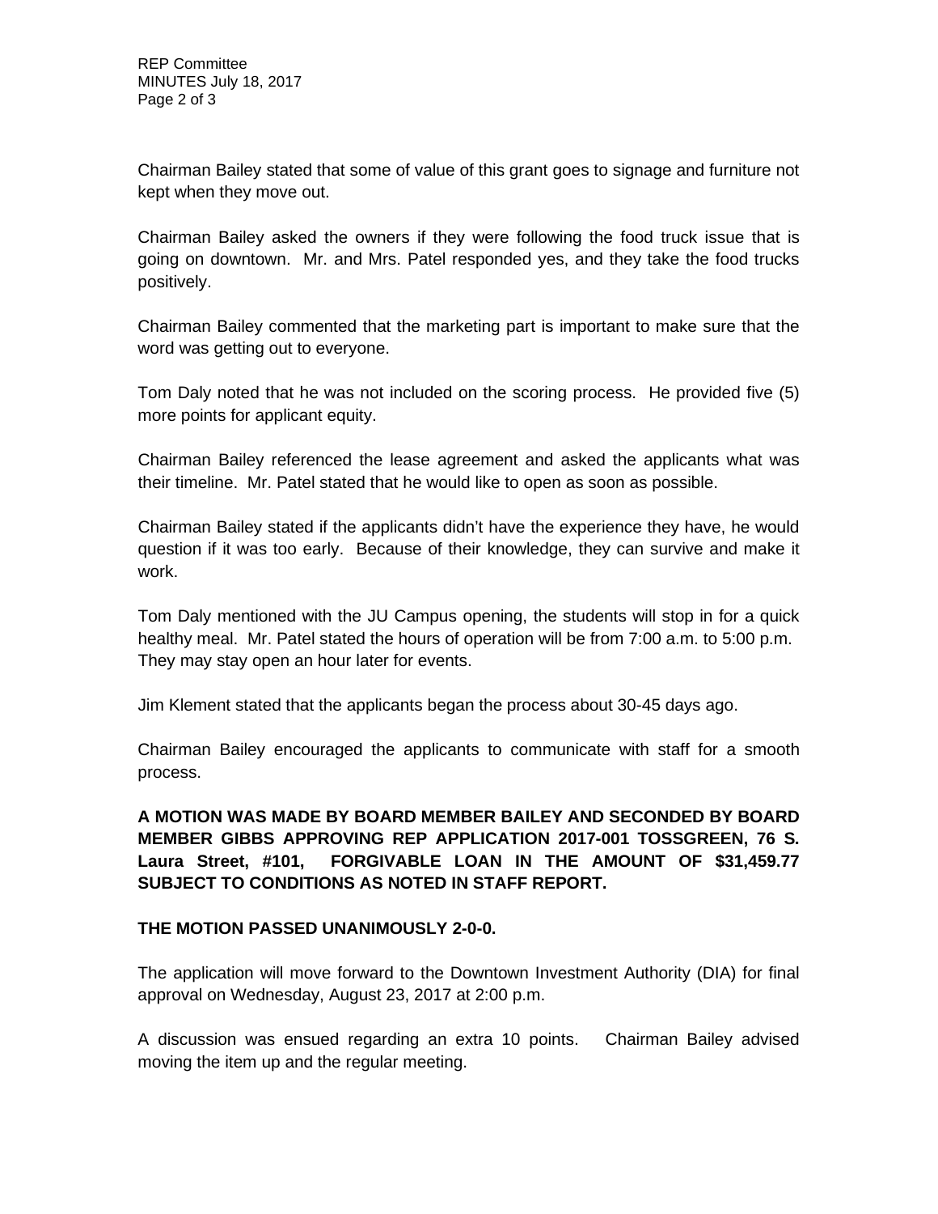Chairman Bailey stated that some of value of this grant goes to signage and furniture not kept when they move out.

Chairman Bailey asked the owners if they were following the food truck issue that is going on downtown. Mr. and Mrs. Patel responded yes, and they take the food trucks positively.

Chairman Bailey commented that the marketing part is important to make sure that the word was getting out to everyone.

Tom Daly noted that he was not included on the scoring process. He provided five (5) more points for applicant equity.

Chairman Bailey referenced the lease agreement and asked the applicants what was their timeline. Mr. Patel stated that he would like to open as soon as possible.

Chairman Bailey stated if the applicants didn't have the experience they have, he would question if it was too early. Because of their knowledge, they can survive and make it work.

Tom Daly mentioned with the JU Campus opening, the students will stop in for a quick healthy meal. Mr. Patel stated the hours of operation will be from 7:00 a.m. to 5:00 p.m. They may stay open an hour later for events.

Jim Klement stated that the applicants began the process about 30-45 days ago.

Chairman Bailey encouraged the applicants to communicate with staff for a smooth process.

**A MOTION WAS MADE BY BOARD MEMBER BAILEY AND SECONDED BY BOARD MEMBER GIBBS APPROVING REP APPLICATION 2017-001 TOSSGREEN, 76 S. Laura Street, #101, FORGIVABLE LOAN IN THE AMOUNT OF $31,459.77 SUBJECT TO CONDITIONS AS NOTED IN STAFF REPORT.**

**THE MOTION PASSED UNANIMOUSLY 2-0-0.**

The application will move forward to the Downtown Investment Authority (DIA) for final approval on Wednesday, August 23, 2017 at 2:00 p.m.

A discussion was ensued regarding an extra 10 points. Chairman Bailey advised moving the item up and the regular meeting.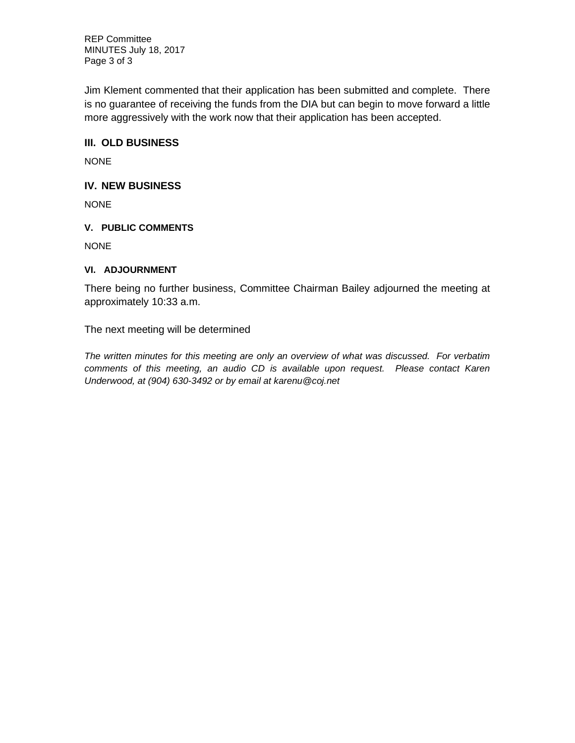Jim Klement commented that their application has been submitted and complete. There is no guarantee of receiving the funds from the DIA but can begin to move forward a little more aggressively with the work now that their application has been accepted.

## III. OLD BUSINESS

NONE

## IV. NEW BUSINESS

NONE

## V. PUBLIC COMMENTS

NONE

## VI. ADJOURNMENT

There being no further business, Committee Chairman Bailey adjourned the meeting at approximately 10:33 a.m.

The next meeting will be determined

*The written minutes for this meeting are only an overview of what was discussed. For verbatim comments of this meeting, an audio CD is available upon request. Please contact Karen Underwood, at (904) 630-3492 or by email at karenu@coj.net*